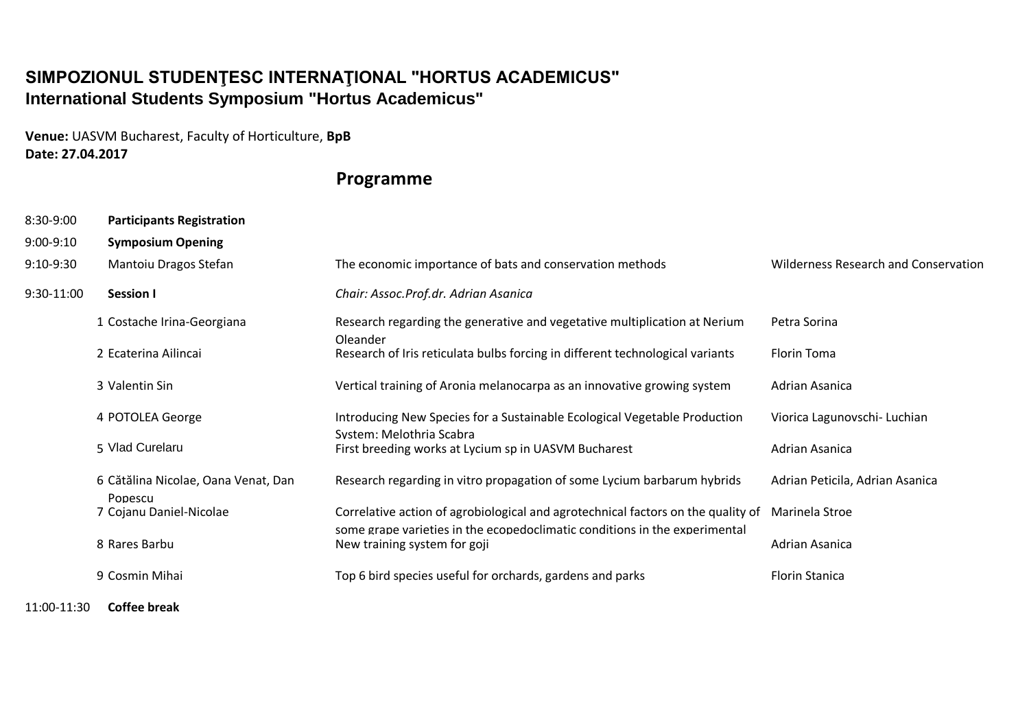# SIMPOZIONUL STUDENŢESC INTERNAŢIONAL "HORTUS ACADEMICUS"
## International Students Symposium "Hortus Academicus"

**Venue:** UASVM Bucharest, Faculty of Horticulture, **BpB**
**Date: 27.04.2017**

## Programme

| | | | | |
|---|---|---|---|---|
| 8:30-9:00 | | **Participants Registration** | | |
| 9:00-9:10 | | **Symposium Opening** | | |
| 9:10-9:30 | | Mantoiu Dragos Stefan | The economic importance of bats and conservation methods | Wilderness Research and Conservation |
| 9:30-11:00 | | **Session I** | *Chair: Assoc.Prof.dr. Adrian Asanica* | |
| | 1 | Costache Irina-Georgiana | Research regarding the generative and vegetative multiplication at Nerium Oleander | Petra Sorina |
| | 2 | Ecaterina Ailincai | Research of Iris reticulata bulbs forcing in different technological variants | Florin Toma |
| | 3 | Valentin Sin | Vertical training of Aronia melanocarpa as an innovative growing system | Adrian Asanica |
| | 4 | POTOLEA George | Introducing New Species for a Sustainable Ecological Vegetable Production System: Melothria Scabra | Viorica Lagunovschi- Luchian |
| | 5 | Vlad Curelaru | First breeding works at Lycium sp in UASVM Bucharest | Adrian Asanica |
| | 6 | Cătălina Nicolae, Oana Venat, Dan Popescu | Research regarding in vitro propagation of some Lycium barbarum hybrids | Adrian Peticila, Adrian Asanica |
| | 7 | Cojanu Daniel-Nicolae | Correlative action of agrobiological and agrotechnical factors on the quality of some grape varieties in the ecopedoclimatic conditions in the experimental | Marinela Stroe |
| | 8 | Rares Barbu | New training system for goji | Adrian Asanica |
| | 9 | Cosmin Mihai | Top 6 bird species useful for orchards, gardens and parks | Florin Stanica |
| 11:00-11:30 | | **Coffee break** | | |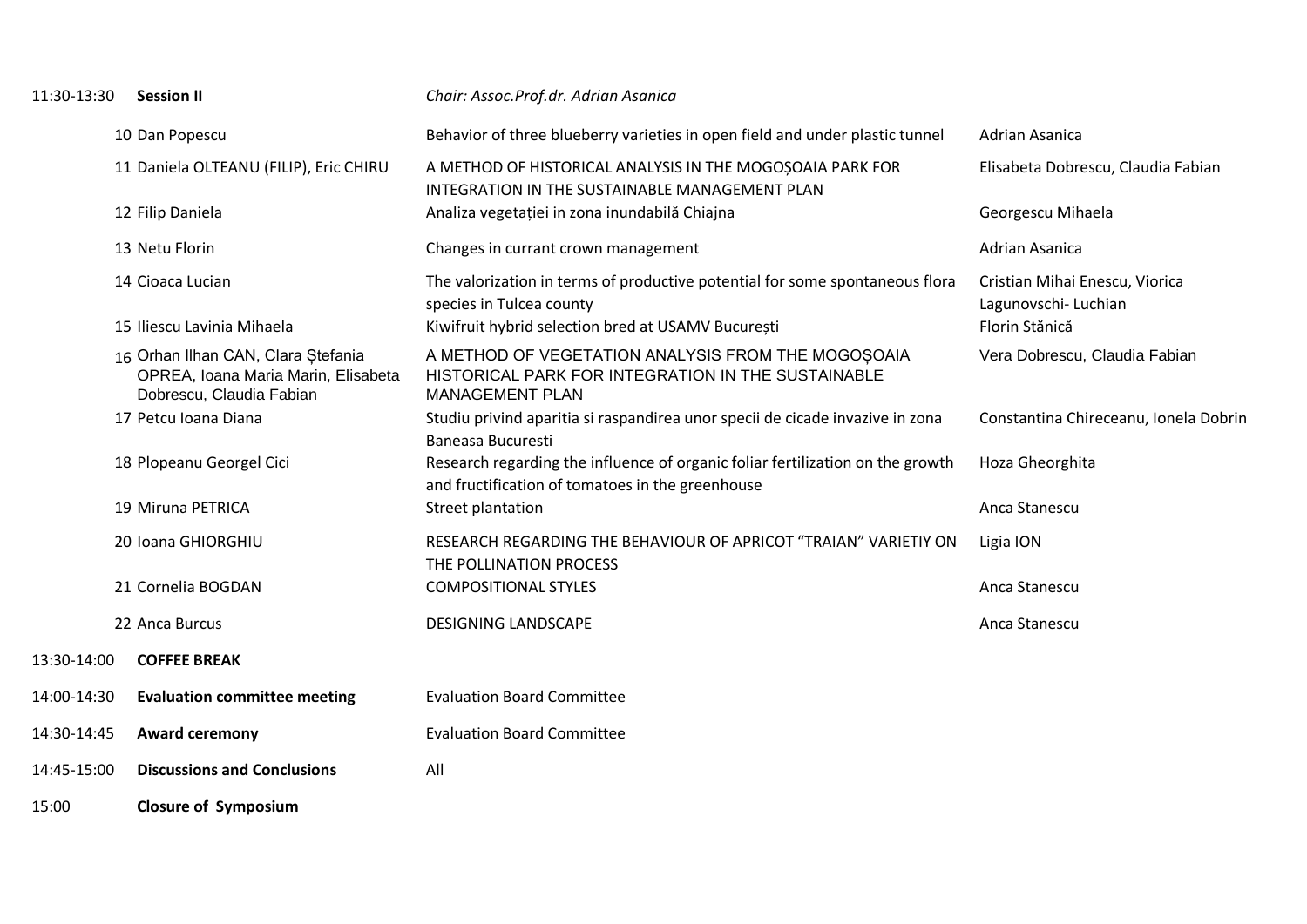| | | | |
|---|---|---|---|
| 11:30-13:30 | **Session II** | *Chair: Assoc.Prof.dr. Adrian Asanica* | |
| | 10 Dan Popescu | Behavior of three blueberry varieties in open field and under plastic tunnel | Adrian Asanica |
| | 11 Daniela OLTEANU (FILIP), Eric CHIRU | A METHOD OF HISTORICAL ANALYSIS IN THE MOGOȘOAIA PARK FOR INTEGRATION IN THE SUSTAINABLE MANAGEMENT PLAN | Elisabeta Dobrescu, Claudia Fabian |
| | 12 Filip Daniela | Analiza vegetației in zona inundabilă Chiajna | Georgescu Mihaela |
| | 13 Netu Florin | Changes in currant crown management | Adrian Asanica |
| | 14 Cioaca Lucian | The valorization in terms of productive potential for some spontaneous flora species in Tulcea county | Cristian Mihai Enescu, Viorica Lagunovschi- Luchian |
| | 15 Iliescu Lavinia Mihaela | Kiwifruit hybrid selection bred at USAMV București | Florin Stănică |
| | 16 Orhan Ilhan CAN, Clara Ștefania OPREA, Ioana Maria Marin, Elisabeta Dobrescu, Claudia Fabian | A METHOD OF VEGETATION ANALYSIS FROM THE MOGOȘOAIA HISTORICAL PARK FOR INTEGRATION IN THE SUSTAINABLE MANAGEMENT PLAN | Vera Dobrescu, Claudia Fabian |
| | 17 Petcu Ioana Diana | Studiu privind aparitia si raspandirea unor specii de cicade invazive in zona Baneasa Bucuresti | Constantina Chireceanu, Ionela Dobrin |
| | 18 Plopeanu Georgel Cici | Research regarding the influence of organic foliar fertilization on the growth and fructification of tomatoes in the greenhouse | Hoza Gheorghita |
| | 19 Miruna PETRICA | Street plantation | Anca Stanescu |
| | 20 Ioana GHIORGHIU | RESEARCH REGARDING THE BEHAVIOUR OF APRICOT "TRAIAN" VARIETIY ON THE POLLINATION PROCESS | Ligia ION |
| | 21 Cornelia BOGDAN | COMPOSITIONAL STYLES | Anca Stanescu |
| | 22 Anca Burcus | DESIGNING LANDSCAPE | Anca Stanescu |
| 13:30-14:00 | **COFFEE BREAK** | | |
| 14:00-14:30 | **Evaluation committee meeting** | Evaluation Board Committee | |
| 14:30-14:45 | **Award ceremony** | Evaluation Board Committee | |
| 14:45-15:00 | **Discussions and Conclusions** | All | |
| 15:00 | **Closure of Symposium** | | |